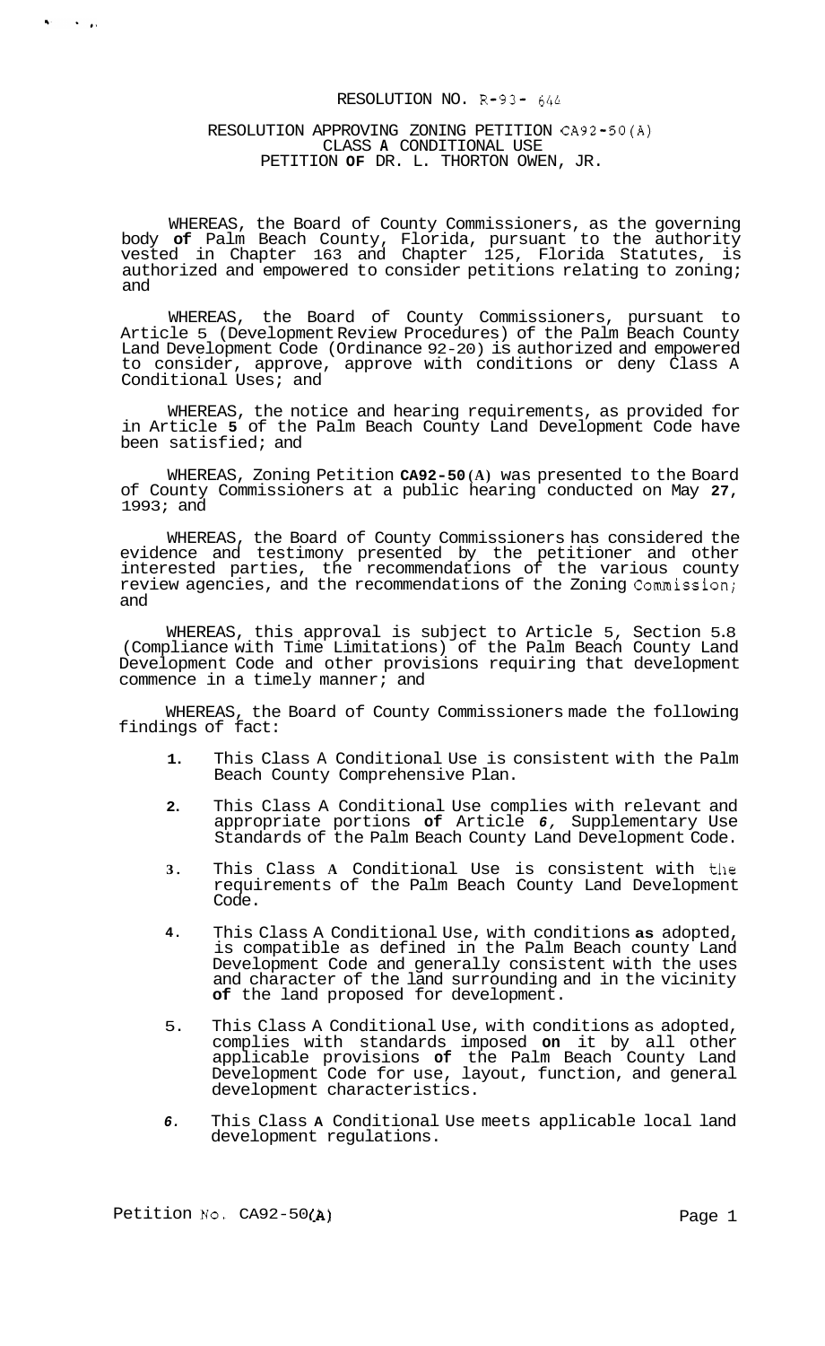RESOLUTION NO. R-93-644

RESOLUTION APPROVING ZONING PETITION CA92-50(A)
CLASS A CONDITIONAL USE
PETITION OF DR. L. THORTON OWEN, JR.

WHEREAS, the Board of County Commissioners, as the governing body of Palm Beach County, Florida, pursuant to the authority vested in Chapter 163 and Chapter 125, Florida Statutes, is authorized and empowered to consider petitions relating to zoning; and

WHEREAS, the Board of County Commissioners, pursuant to Article 5 (Development Review Procedures) of the Palm Beach County Land Development Code (Ordinance 92-20) is authorized and empowered to consider, approve, approve with conditions or deny Class A Conditional Uses; and

WHEREAS, the notice and hearing requirements, as provided for in Article 5 of the Palm Beach County Land Development Code have been satisfied; and

WHEREAS, Zoning Petition CA92-50(A) was presented to the Board of County Commissioners at a public hearing conducted on May 27, 1993; and

WHEREAS, the Board of County Commissioners has considered the evidence and testimony presented by the petitioner and other interested parties, the recommendations of the various county review agencies, and the recommendations of the Zoning Commission; and

WHEREAS, this approval is subject to Article 5, Section 5.8 (Compliance with Time Limitations) of the Palm Beach County Land Development Code and other provisions requiring that development commence in a timely manner; and

WHEREAS, the Board of County Commissioners made the following findings of fact:

1. This Class A Conditional Use is consistent with the Palm Beach County Comprehensive Plan.

2. This Class A Conditional Use complies with relevant and appropriate portions of Article 6, Supplementary Use Standards of the Palm Beach County Land Development Code.

3. This Class A Conditional Use is consistent with the requirements of the Palm Beach County Land Development Code.

4. This Class A Conditional Use, with conditions as adopted, is compatible as defined in the Palm Beach county Land Development Code and generally consistent with the uses and character of the land surrounding and in the vicinity of the land proposed for development.

5. This Class A Conditional Use, with conditions as adopted, complies with standards imposed on it by all other applicable provisions of the Palm Beach County Land Development Code for use, layout, function, and general development characteristics.

6. This Class A Conditional Use meets applicable local land development regulations.

Petition No. CA92-50(A)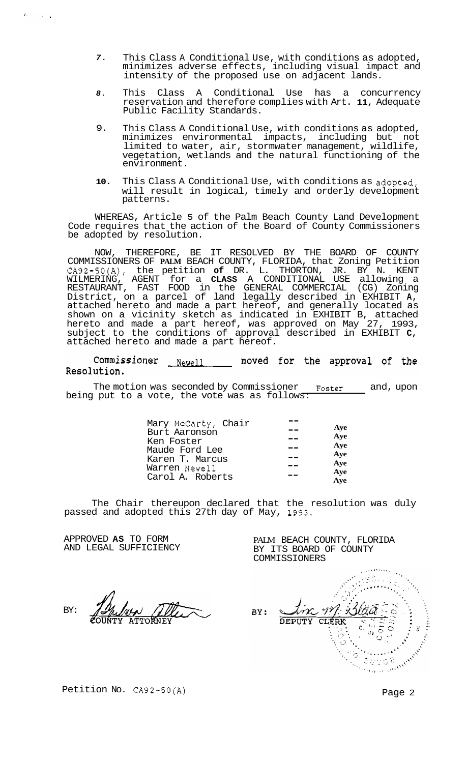7. This Class A Conditional Use, with conditions as adopted, minimizes adverse effects, including visual impact and intensity of the proposed use on adjacent lands.

8. This Class A Conditional Use has a concurrency reservation and therefore complies with Art. 11, Adequate Public Facility Standards.

9. This Class A Conditional Use, with conditions as adopted, minimizes environmental impacts, including but not limited to water, air, stormwater management, wildlife, vegetation, wetlands and the natural functioning of the environment.

10. This Class A Conditional Use, with conditions as adopted, will result in logical, timely and orderly development patterns.

WHEREAS, Article 5 of the Palm Beach County Land Development Code requires that the action of the Board of County Commissioners be adopted by resolution.

NOW, THEREFORE, BE IT RESOLVED BY THE BOARD OF COUNTY COMMISSIONERS OF PALM BEACH COUNTY, FLORIDA, that Zoning Petition CA92-50(A), the petition of DR. L. THORTON, JR. BY N. KENT WILMERING, AGENT for a CLASS A CONDITIONAL USE allowing a RESTAURANT, FAST FOOD in the GENERAL COMMERCIAL (CG) Zoning District, on a parcel of land legally described in EXHIBIT A, attached hereto and made a part hereof, and generally located as shown on a vicinity sketch as indicated in EXHIBIT B, attached hereto and made a part hereof, was approved on May 27, 1993, subject to the conditions of approval described in EXHIBIT C, attached hereto and made a part hereof.

Commissioner Newell moved for the approval of the Resolution.

The motion was seconded by Commissioner Foster and, upon being put to a vote, the vote was as follows:

| | | |
|---|---|---|
| Mary McCarty, Chair | -- | Aye |
| Burt Aaronson | -- | Aye |
| Ken Foster | -- | Aye |
| Maude Ford Lee | -- | Aye |
| Karen T. Marcus | -- | Aye |
| Warren Newell | -- | Aye |
| Carol A. Roberts | -- | Aye |

The Chair thereupon declared that the resolution was duly passed and adopted this 27th day of May, 1993.

APPROVED AS TO FORM AND LEGAL SUFFICIENCY

BY: COUNTY ATTORNEY

PALM BEACH COUNTY, FLORIDA BY ITS BOARD OF COUNTY COMMISSIONERS

BY: DEPUTY CLERK

Petition No. CA92-50(A)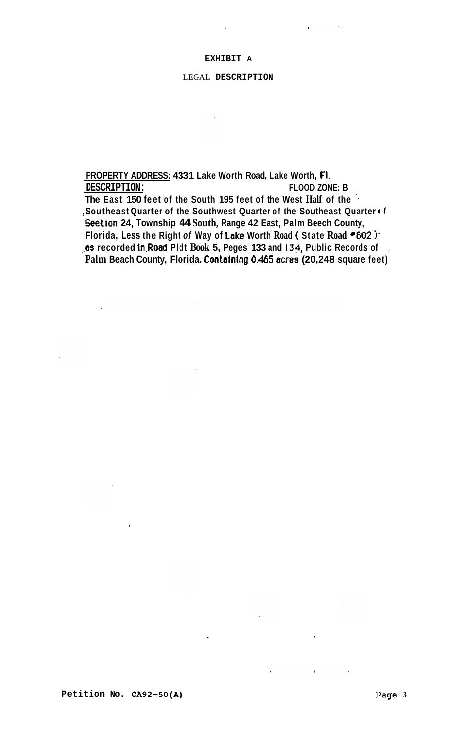# EXHIBIT A

## LEGAL DESCRIPTION

**PROPERTY ADDRESS: 4331 Lake Worth Road, Lake Worth, Fl.**

**DESCRIPTION:** **FLOOD ZONE: B**

**The East 150 feet of the South 195 feet of the West Half of the Southeast Quarter of the Southwest Quarter of the Southeast Quarter of Section 24, Township 44 South, Range 42 East, Palm Beech County, Florida, Less the Right of Way of Lake Worth Road ( State Road #802 ) as recorded in Road Pldt Book 5, Peges 133 and 134, Public Records of Palm Beach County, Florida. Containing 0.465 acres (20,248 square feet)**

Petition No. CA92-50(A)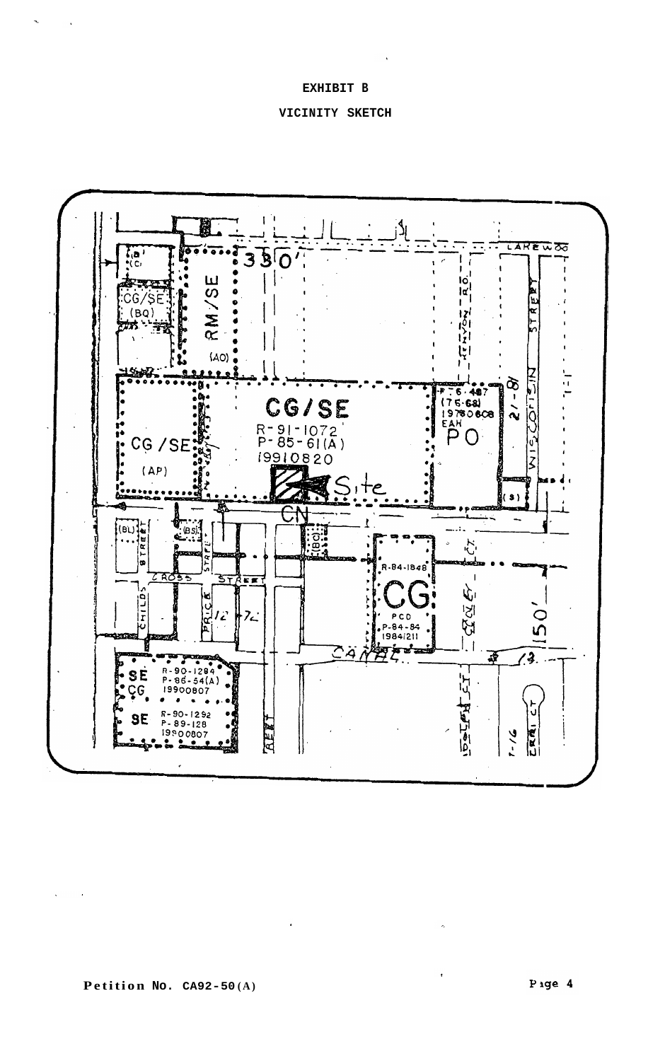# EXHIBIT B

## VICINITY SKETCH

**Petition No. CA92-50(A)**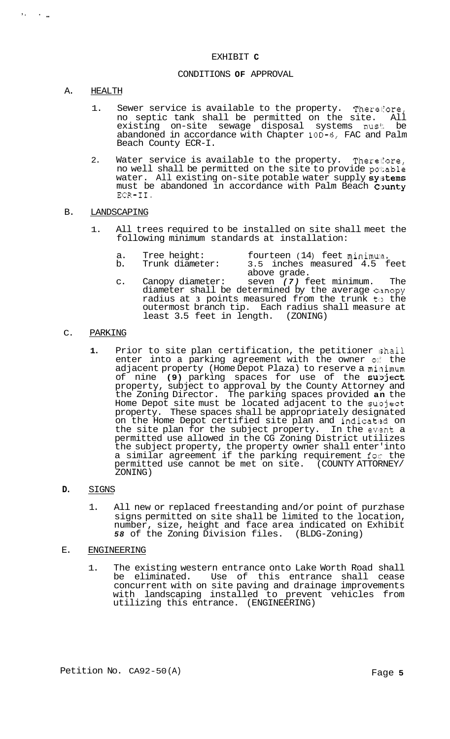# EXHIBIT C

## CONDITIONS OF APPROVAL

A. HEALTH

1. Sewer service is available to the property. Therefore, no septic tank shall be permitted on the site. All existing on-site sewage disposal systems must be abandoned in accordance with Chapter 10D-6, FAC and Palm Beach County ECR-I.

2. Water service is available to the property. Therefore, no well shall be permitted on the site to provide potable water. All existing on-site potable water supply systems must be abandoned in accordance with Palm Beach County ECR-II.

B. LANDSCAPING

1. All trees required to be installed on site shall meet the following minimum standards at installation:

   a. Tree height: fourteen (14) feet minimum.
   b. Trunk diameter: 3.5 inches measured 4.5 feet above grade.
   c. Canopy diameter: seven *(7)* feet minimum. The diameter shall be determined by the average canopy radius at 3 points measured from the trunk to the outermost branch tip. Each radius shall measure at least 3.5 feet in length. (ZONING)

C. PARKING

1. Prior to site plan certification, the petitioner shall enter into a parking agreement with the owner of the adjacent property (Home Depot Plaza) to reserve a minimum of nine **(9)** parking spaces for use of the subject property, subject to approval by the County Attorney and the Zoning Director. The parking spaces provided an the Home Depot site must be located adjacent to the subject property. These spaces shall be appropriately designated on the Home Depot certified site plan and indicated on the site plan for the subject property. In the event a permitted use allowed in the CG Zoning District utilizes the subject property, the property owner shall enter'into a similar agreement if the parking requirement for the permitted use cannot be met on site. (COUNTY ATTORNEY/ ZONING)

D. SIGNS

1. All new or replaced freestanding and/or point of purzhase signs permitted on site shall be limited to the location, number, size, height and face area indicated on Exhibit *58* of the Zoning Division files. (BLDG-Zoning)

E. ENGINEERING

1. The existing western entrance onto Lake Worth Road shall be eliminated. Use of this entrance shall cease concurrent with on site paving and drainage improvements with landscaping installed to prevent vehicles from utilizing this entrance. (ENGINEERING)

Petition No. CA92-50(A)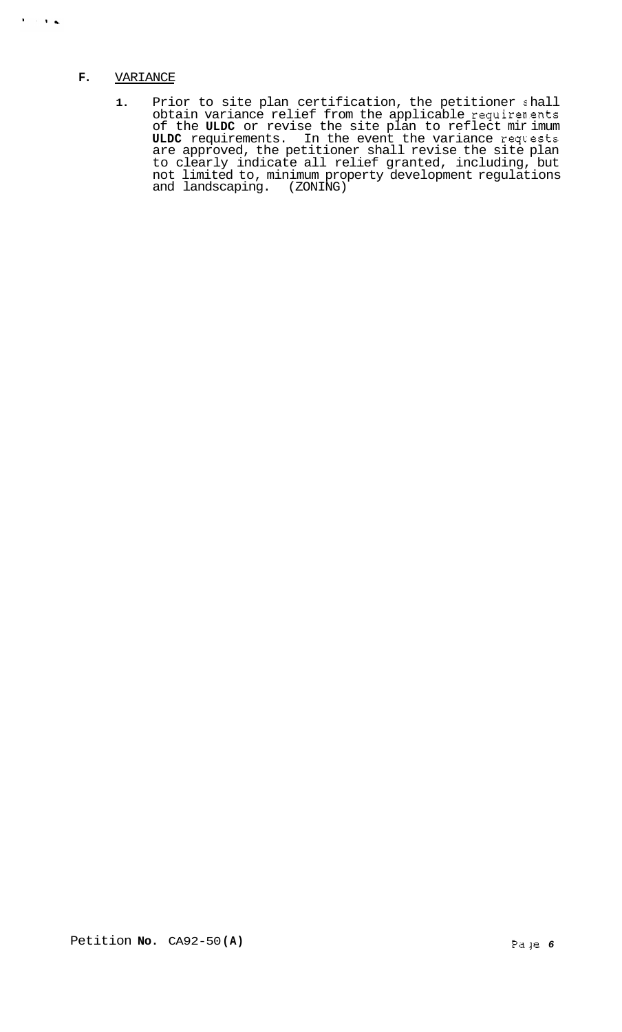**F.** VARIANCE

1. Prior to site plan certification, the petitioner shall obtain variance relief from the applicable requirements of the **ULDC** or revise the site plan to reflect minimum **ULDC** requirements. In the event the variance requests are approved, the petitioner shall revise the site plan to clearly indicate all relief granted, including, but not limited to, minimum property development regulations and landscaping. (ZONING)

Petition **No.** CA92-50 **(A)**